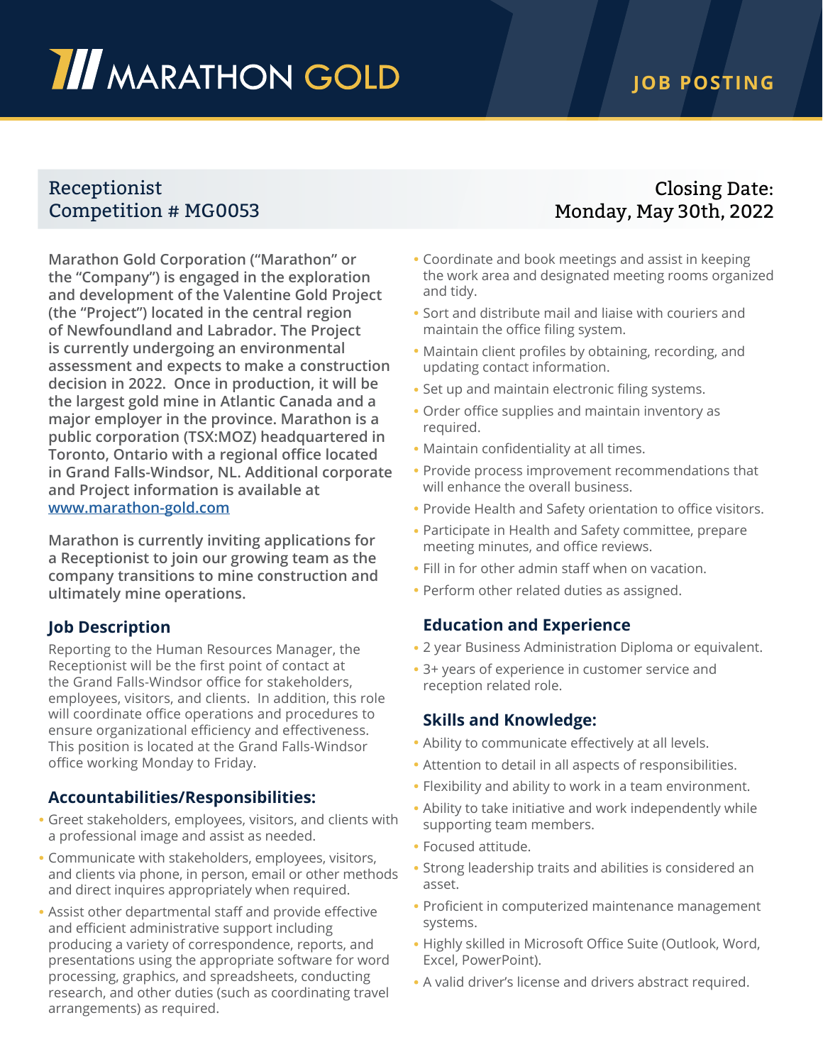# MARATHON GOLD

**JOB POSTING**

## Receptionist
## Competition # MG0053

**Closing Date: Monday, May 30th, 2022**

**Marathon Gold Corporation ("Marathon" or the "Company") is engaged in the exploration and development of the Valentine Gold Project (the "Project") located in the central region of Newfoundland and Labrador. The Project is currently undergoing an environmental assessment and expects to make a construction decision in 2022. Once in production, it will be the largest gold mine in Atlantic Canada and a major employer in the province. Marathon is a public corporation (TSX:MOZ) headquartered in Toronto, Ontario with a regional office located in Grand Falls-Windsor, NL. Additional corporate and Project information is available at [www.marathon-gold.com](http://www.marathon-gold.com)**

**Marathon is currently inviting applications for a Receptionist to join our growing team as the company transitions to mine construction and ultimately mine operations.**

### Job Description

Reporting to the Human Resources Manager, the Receptionist will be the first point of contact at the Grand Falls-Windsor office for stakeholders, employees, visitors, and clients. In addition, this role will coordinate office operations and procedures to ensure organizational efficiency and effectiveness. This position is located at the Grand Falls-Windsor office working Monday to Friday.

### Accountabilities/Responsibilities:

- Greet stakeholders, employees, visitors, and clients with a professional image and assist as needed.
- Communicate with stakeholders, employees, visitors, and clients via phone, in person, email or other methods and direct inquires appropriately when required.
- Assist other departmental staff and provide effective and efficient administrative support including producing a variety of correspondence, reports, and presentations using the appropriate software for word processing, graphics, and spreadsheets, conducting research, and other duties (such as coordinating travel arrangements) as required.
- Coordinate and book meetings and assist in keeping the work area and designated meeting rooms organized and tidy.
- Sort and distribute mail and liaise with couriers and maintain the office filing system.
- Maintain client profiles by obtaining, recording, and updating contact information.
- Set up and maintain electronic filing systems.
- Order office supplies and maintain inventory as required.
- Maintain confidentiality at all times.
- Provide process improvement recommendations that will enhance the overall business.
- Provide Health and Safety orientation to office visitors.
- Participate in Health and Safety committee, prepare meeting minutes, and office reviews.
- Fill in for other admin staff when on vacation.
- Perform other related duties as assigned.

### Education and Experience

- 2 year Business Administration Diploma or equivalent.
- 3+ years of experience in customer service and reception related role.

### Skills and Knowledge:

- Ability to communicate effectively at all levels.
- Attention to detail in all aspects of responsibilities.
- Flexibility and ability to work in a team environment.
- Ability to take initiative and work independently while supporting team members.
- Focused attitude.
- Strong leadership traits and abilities is considered an asset.
- Proficient in computerized maintenance management systems.
- Highly skilled in Microsoft Office Suite (Outlook, Word, Excel, PowerPoint).
- A valid driver's license and drivers abstract required.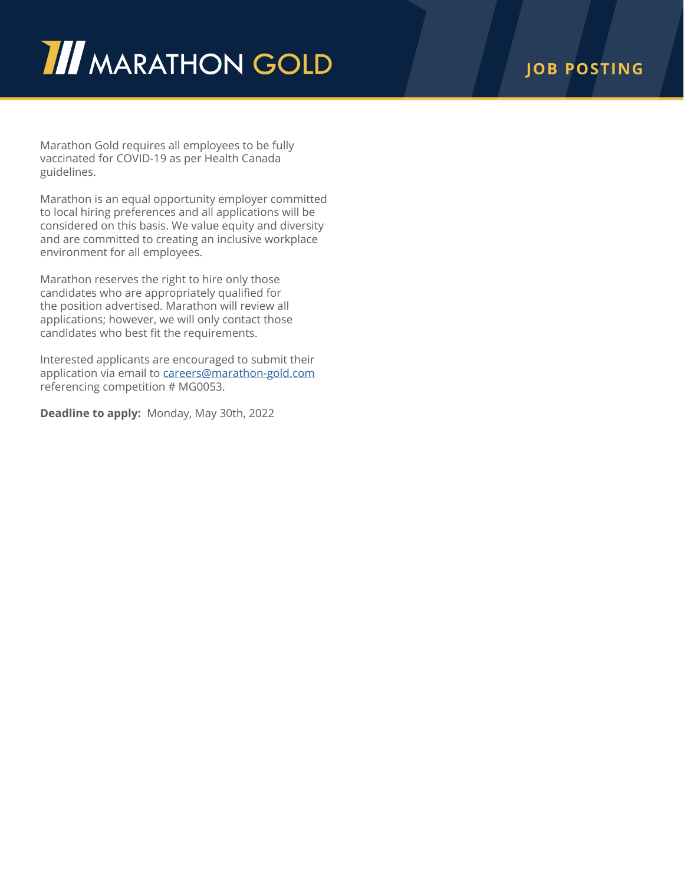Marathon Gold requires all employees to be fully vaccinated for COVID-19 as per Health Canada guidelines.

Marathon is an equal opportunity employer committed to local hiring preferences and all applications will be considered on this basis. We value equity and diversity and are committed to creating an inclusive workplace environment for all employees.

Marathon reserves the right to hire only those candidates who are appropriately qualified for the position advertised. Marathon will review all applications; however, we will only contact those candidates who best fit the requirements.

Interested applicants are encouraged to submit their application via email to careers@marathon-gold.com referencing competition # MG0053.

**Deadline to apply:** Monday, May 30th, 2022